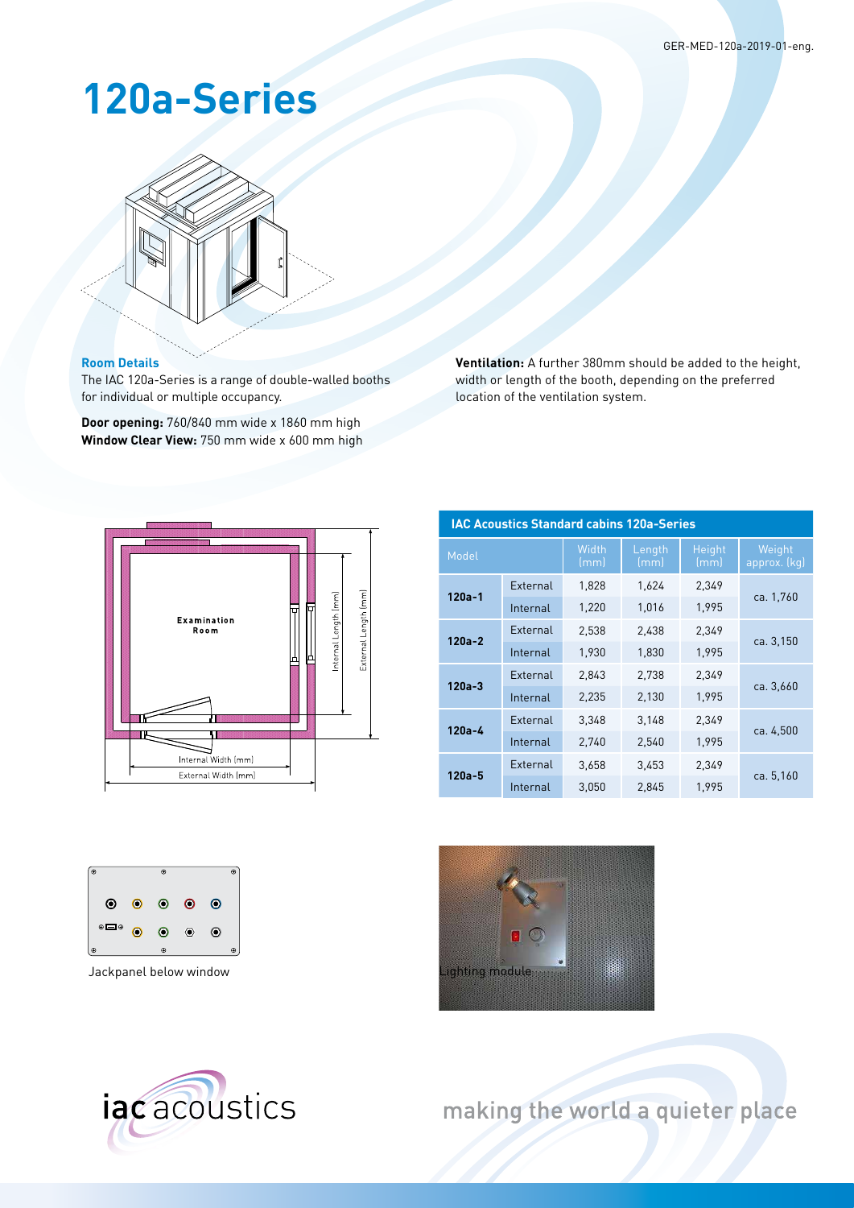# 120a-Series

**Room Details**

The IAC 120a-Series is a range of double-walled booths for individual or multiple occupancy.

**Door opening:** 760/840 mm wide x 1860 mm high
**Window Clear View:** 750 mm wide x 600 mm high

**Ventilation:** A further 380mm should be added to the height, width or length of the booth, depending on the preferred location of the ventilation system.

**IAC Acoustics Standard cabins 120a-Series**

| Model | | Width (mm) | Length (mm) | Height (mm) | Weight approx. (kg) |
|---|---|---|---|---|---|
| 120a-1 | External | 1,828 | 1,624 | 2,349 | ca. 1,760 |
| | Internal | 1,220 | 1,016 | 1,995 | |
| 120a-2 | External | 2,538 | 2,438 | 2,349 | ca. 3,150 |
| | Internal | 1,930 | 1,830 | 1,995 | |
| 120a-3 | External | 2,843 | 2,738 | 2,349 | ca. 3,660 |
| | Internal | 2,235 | 2,130 | 1,995 | |
| 120a-4 | External | 3,348 | 3,148 | 2,349 | ca. 4,500 |
| | Internal | 2,740 | 2,540 | 1,995 | |
| 120a-5 | External | 3,658 | 3,453 | 2,349 | ca. 5,160 |
| | Internal | 3,050 | 2,845 | 1,995 | |

Jackpanel below window

Lighting module

making the world a quieter place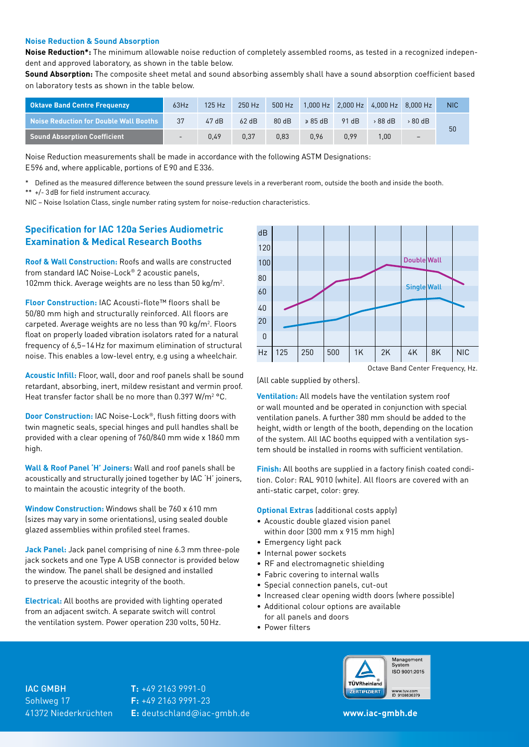**Noise Reduction & Sound Absorption**

**Noise Reduction*:** The minimum allowable noise reduction of completely assembled rooms, as tested in a recognized independent and approved laboratory, as shown in the table below.

**Sound Absorption:** The composite sheet metal and sound absorbing assembly shall have a sound absorption coefficient based on laboratory tests as shown in the table below.

| Oktave Band Centre Frequenzy | 63Hz | 125 Hz | 250 Hz | 500 Hz | 1,000 Hz | 2,000 Hz | 4,000 Hz | 8,000 Hz | NIC |
|---|---|---|---|---|---|---|---|---|---|
| Noise Reduction for Double Wall Booths | 37 | 47 dB | 62 dB | 80 dB | ≥ 85 dB | 91 dB | › 88 dB | › 80 dB | 50 |
| Sound Absorption Coefficient | – | 0,49 | 0,37 | 0,83 | 0,96 | 0,99 | 1,00 | – | |

Noise Reduction measurements shall be made in accordance with the following ASTM Designations: E596 and, where applicable, portions of E90 and E336.

\* Defined as the measured difference between the sound pressure levels in a reverberant room, outside the booth and inside the booth.

\*\* +/- 3dB for field instrument accuracy.

NIC – Noise Isolation Class, single number rating system for noise-reduction characteristics.

## Specification for IAC 120a Series Audiometric Examination & Medical Research Booths

**Roof & Wall Construction:** Roofs and walls are constructed from standard IAC Noise-Lock® 2 acoustic panels, 102mm thick. Average weights are no less than 50 kg/m².

**Floor Construction:** IAC Acousti-flote™ floors shall be 50/80 mm high and structurally reinforced. All floors are carpeted. Average weights are no less than 90 kg/m². Floors float on properly loaded vibration isolators rated for a natural frequency of 6,5–14 Hz for maximum elimination of structural noise. This enables a low-level entry, e.g using a wheelchair.

**Acoustic Infill:** Floor, wall, door and roof panels shall be sound retardant, absorbing, inert, mildew resistant and vermin proof. Heat transfer factor shall be no more than 0.397 W/m² °C.

**Door Construction:** IAC Noise-Lock®, flush fitting doors with twin magnetic seals, special hinges and pull handles shall be provided with a clear opening of 760/840 mm wide x 1860 mm high.

**Wall & Roof Panel 'H' Joiners:** Wall and roof panels shall be acoustically and structurally joined together by IAC 'H' joiners, to maintain the acoustic integrity of the booth.

**Window Construction:** Windows shall be 760 x 610 mm (sizes may vary in some orientations), using sealed double glazed assemblies within profiled steel frames.

**Jack Panel:** Jack panel comprising of nine 6.3 mm three-pole jack sockets and one Type A USB connector is provided below the window. The panel shall be designed and installed to preserve the acoustic integrity of the booth.

**Electrical:** All booths are provided with lighting operated from an adjacent switch. A separate switch will control the ventilation system. Power operation 230 volts, 50 Hz.

dB
120
100
80
60
40
20
0
Hz 125 250 500 1K 2K 4K 8K NIC
Double Wall
Single Wall
Octave Band Center Frequency, Hz.

(All cable supplied by others).

**Ventilation:** All models have the ventilation system roof or wall mounted and be operated in conjunction with special ventilation panels. A further 380 mm should be added to the height, width or length of the booth, depending on the location of the system. All IAC booths equipped with a ventilation system should be installed in rooms with sufficient ventilation.

**Finish:** All booths are supplied in a factory finish coated condition. Color: RAL 9010 (white). All floors are covered with an anti-static carpet, color: grey.

**Optional Extras** (additional costs apply)

- Acoustic double glazed vision panel within door (300 mm x 915 mm high)
- Emergency light pack
- Internal power sockets
- RF and electromagnetic shielding
- Fabric covering to internal walls
- Special connection panels, cut-out
- Increased clear opening width doors (where possible)
- Additional colour options are available for all panels and doors
- Power filters

IAC GMBH
Sohlweg 17
41372 Niederkrüchten

**T:** +49 2163 9991-0
**F:** +49 2163 9991-23
**E:** deutschland@iac-gmbh.de

TÜVRheinland ZERTIFIZIERT – Management System ISO 9001:2015 – www.tuv.com ID 9108636379

**www.iac-gmbh.de**